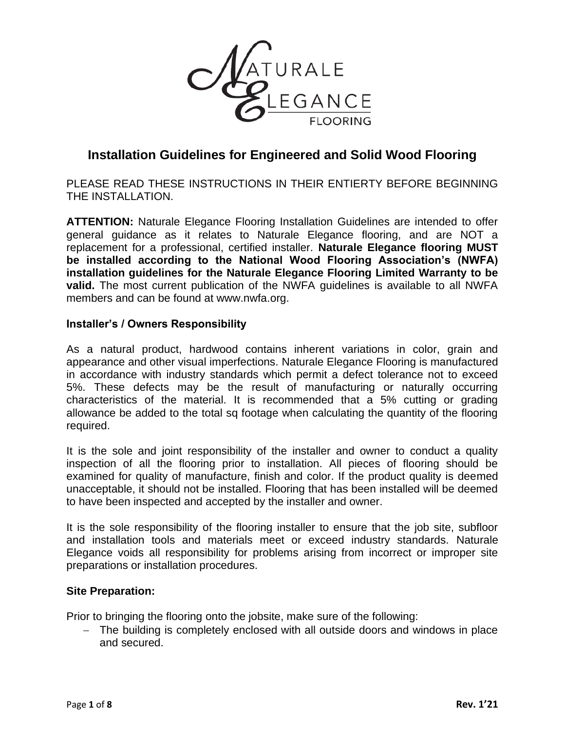NATURALE ELEGANCE FLOORING

# Installation Guidelines for Engineered and Solid Wood Flooring

PLEASE READ THESE INSTRUCTIONS IN THEIR ENTIERTY BEFORE BEGINNING THE INSTALLATION.

**ATTENTION:** Naturale Elegance Flooring Installation Guidelines are intended to offer general guidance as it relates to Naturale Elegance flooring, and are NOT a replacement for a professional, certified installer. **Naturale Elegance flooring MUST be installed according to the National Wood Flooring Association's (NWFA) installation guidelines for the Naturale Elegance Flooring Limited Warranty to be valid.** The most current publication of the NWFA guidelines is available to all NWFA members and can be found at www.nwfa.org.

### Installer's / Owners Responsibility

As a natural product, hardwood contains inherent variations in color, grain and appearance and other visual imperfections. Naturale Elegance Flooring is manufactured in accordance with industry standards which permit a defect tolerance not to exceed 5%. These defects may be the result of manufacturing or naturally occurring characteristics of the material. It is recommended that a 5% cutting or grading allowance be added to the total sq footage when calculating the quantity of the flooring required.

It is the sole and joint responsibility of the installer and owner to conduct a quality inspection of all the flooring prior to installation. All pieces of flooring should be examined for quality of manufacture, finish and color. If the product quality is deemed unacceptable, it should not be installed. Flooring that has been installed will be deemed to have been inspected and accepted by the installer and owner.

It is the sole responsibility of the flooring installer to ensure that the job site, subfloor and installation tools and materials meet or exceed industry standards. Naturale Elegance voids all responsibility for problems arising from incorrect or improper site preparations or installation procedures.

### Site Preparation:

Prior to bringing the flooring onto the jobsite, make sure of the following:

- The building is completely enclosed with all outside doors and windows in place and secured.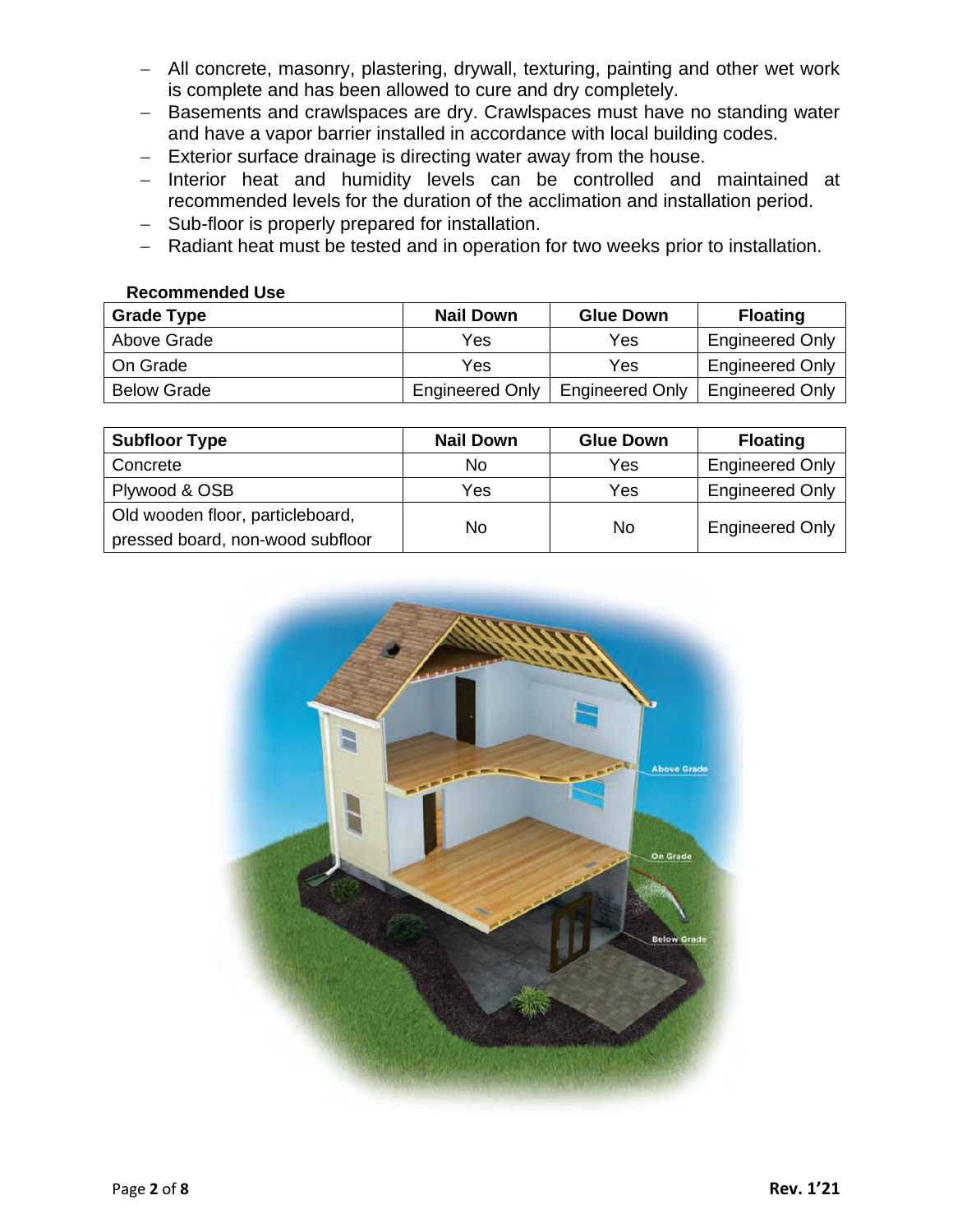- All concrete, masonry, plastering, drywall, texturing, painting and other wet work is complete and has been allowed to cure and dry completely.
- Basements and crawlspaces are dry. Crawlspaces must have no standing water and have a vapor barrier installed in accordance with local building codes.
- Exterior surface drainage is directing water away from the house.
- Interior heat and humidity levels can be controlled and maintained at recommended levels for the duration of the acclimation and installation period.
- Sub-floor is properly prepared for installation.
- Radiant heat must be tested and in operation for two weeks prior to installation.

**Recommended Use**

| Grade Type | Nail Down | Glue Down | Floating |
|---|---|---|---|
| Above Grade | Yes | Yes | Engineered Only |
| On Grade | Yes | Yes | Engineered Only |
| Below Grade | Engineered Only | Engineered Only | Engineered Only |

| Subfloor Type | Nail Down | Glue Down | Floating |
|---|---|---|---|
| Concrete | No | Yes | Engineered Only |
| Plywood & OSB | Yes | Yes | Engineered Only |
| Old wooden floor, particleboard, pressed board, non-wood subfloor | No | No | Engineered Only |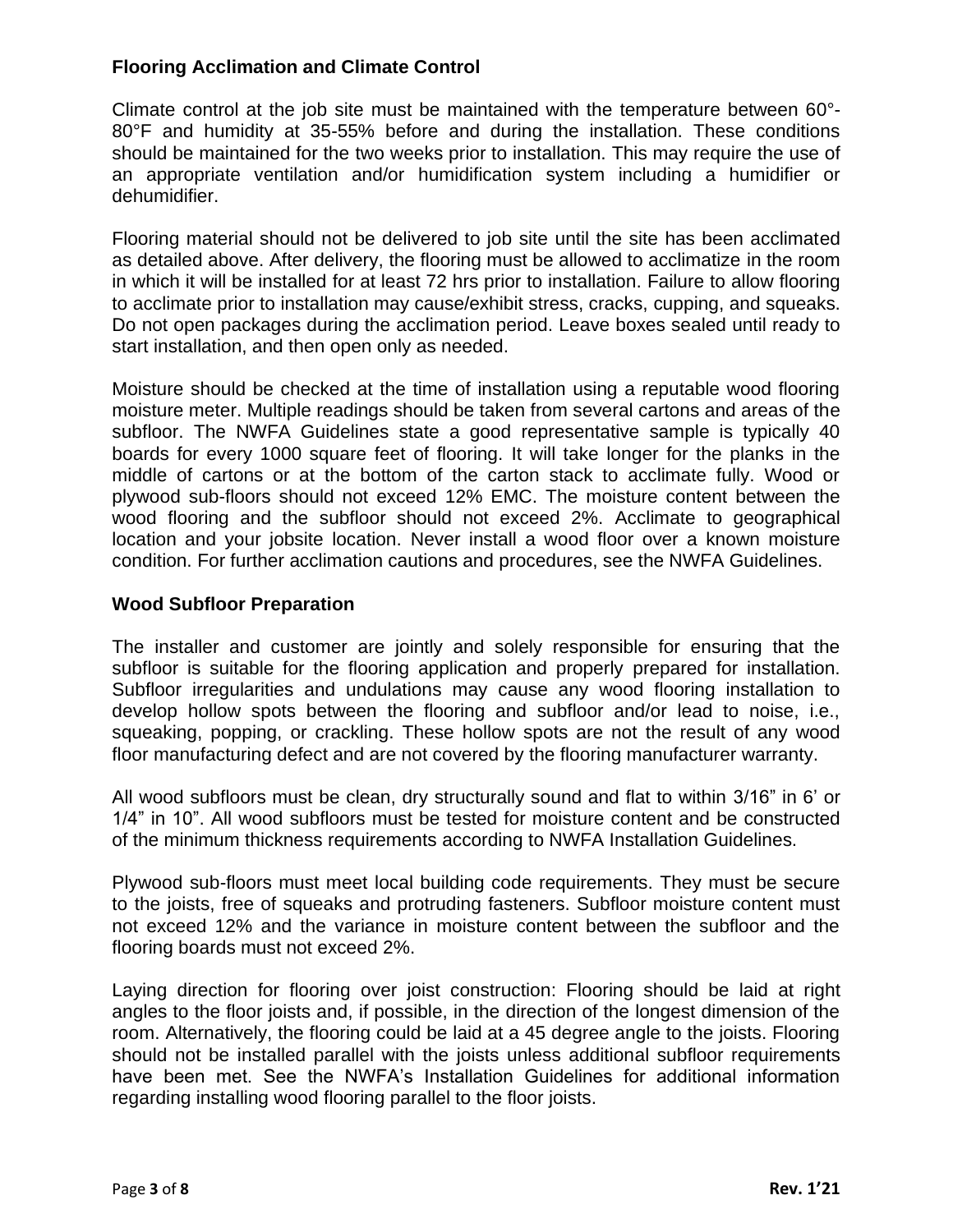### Flooring Acclimation and Climate Control

Climate control at the job site must be maintained with the temperature between 60°-80°F and humidity at 35-55% before and during the installation. These conditions should be maintained for the two weeks prior to installation. This may require the use of an appropriate ventilation and/or humidification system including a humidifier or dehumidifier.

Flooring material should not be delivered to job site until the site has been acclimated as detailed above. After delivery, the flooring must be allowed to acclimatize in the room in which it will be installed for at least 72 hrs prior to installation. Failure to allow flooring to acclimate prior to installation may cause/exhibit stress, cracks, cupping, and squeaks. Do not open packages during the acclimation period. Leave boxes sealed until ready to start installation, and then open only as needed.

Moisture should be checked at the time of installation using a reputable wood flooring moisture meter. Multiple readings should be taken from several cartons and areas of the subfloor. The NWFA Guidelines state a good representative sample is typically 40 boards for every 1000 square feet of flooring. It will take longer for the planks in the middle of cartons or at the bottom of the carton stack to acclimate fully. Wood or plywood sub-floors should not exceed 12% EMC. The moisture content between the wood flooring and the subfloor should not exceed 2%. Acclimate to geographical location and your jobsite location. Never install a wood floor over a known moisture condition. For further acclimation cautions and procedures, see the NWFA Guidelines.

### Wood Subfloor Preparation

The installer and customer are jointly and solely responsible for ensuring that the subfloor is suitable for the flooring application and properly prepared for installation. Subfloor irregularities and undulations may cause any wood flooring installation to develop hollow spots between the flooring and subfloor and/or lead to noise, i.e., squeaking, popping, or crackling. These hollow spots are not the result of any wood floor manufacturing defect and are not covered by the flooring manufacturer warranty.

All wood subfloors must be clean, dry structurally sound and flat to within 3/16" in 6' or 1/4" in 10". All wood subfloors must be tested for moisture content and be constructed of the minimum thickness requirements according to NWFA Installation Guidelines.

Plywood sub-floors must meet local building code requirements. They must be secure to the joists, free of squeaks and protruding fasteners. Subfloor moisture content must not exceed 12% and the variance in moisture content between the subfloor and the flooring boards must not exceed 2%.

Laying direction for flooring over joist construction: Flooring should be laid at right angles to the floor joists and, if possible, in the direction of the longest dimension of the room. Alternatively, the flooring could be laid at a 45 degree angle to the joists. Flooring should not be installed parallel with the joists unless additional subfloor requirements have been met. See the NWFA's Installation Guidelines for additional information regarding installing wood flooring parallel to the floor joists.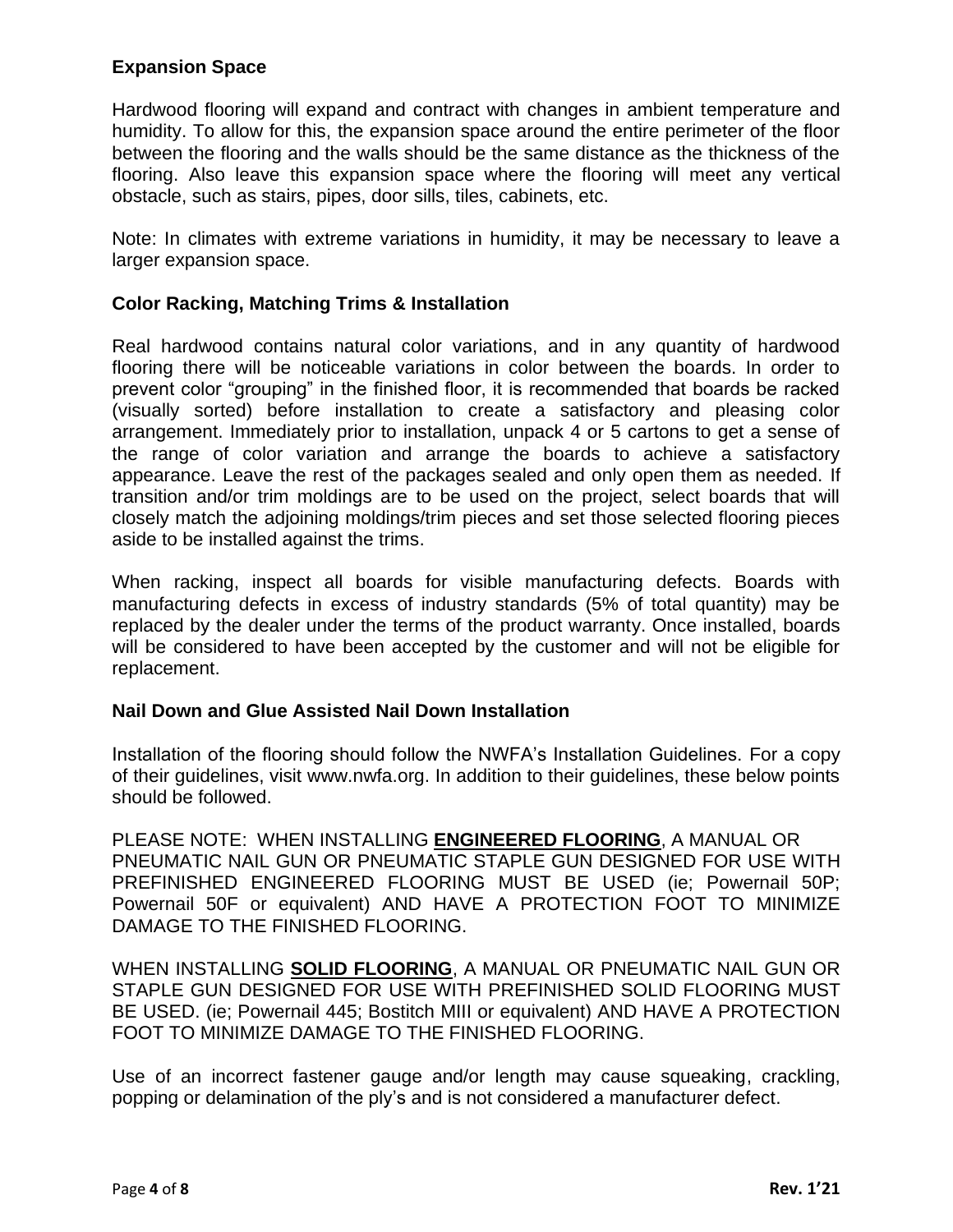## Expansion Space

Hardwood flooring will expand and contract with changes in ambient temperature and humidity. To allow for this, the expansion space around the entire perimeter of the floor between the flooring and the walls should be the same distance as the thickness of the flooring. Also leave this expansion space where the flooring will meet any vertical obstacle, such as stairs, pipes, door sills, tiles, cabinets, etc.

Note: In climates with extreme variations in humidity, it may be necessary to leave a larger expansion space.

## Color Racking, Matching Trims & Installation

Real hardwood contains natural color variations, and in any quantity of hardwood flooring there will be noticeable variations in color between the boards. In order to prevent color "grouping" in the finished floor, it is recommended that boards be racked (visually sorted) before installation to create a satisfactory and pleasing color arrangement. Immediately prior to installation, unpack 4 or 5 cartons to get a sense of the range of color variation and arrange the boards to achieve a satisfactory appearance. Leave the rest of the packages sealed and only open them as needed. If transition and/or trim moldings are to be used on the project, select boards that will closely match the adjoining moldings/trim pieces and set those selected flooring pieces aside to be installed against the trims.

When racking, inspect all boards for visible manufacturing defects. Boards with manufacturing defects in excess of industry standards (5% of total quantity) may be replaced by the dealer under the terms of the product warranty. Once installed, boards will be considered to have been accepted by the customer and will not be eligible for replacement.

## Nail Down and Glue Assisted Nail Down Installation

Installation of the flooring should follow the NWFA's Installation Guidelines. For a copy of their guidelines, visit www.nwfa.org. In addition to their guidelines, these below points should be followed.

PLEASE NOTE: WHEN INSTALLING **ENGINEERED FLOORING**, A MANUAL OR PNEUMATIC NAIL GUN OR PNEUMATIC STAPLE GUN DESIGNED FOR USE WITH PREFINISHED ENGINEERED FLOORING MUST BE USED (ie; Powernail 50P; Powernail 50F or equivalent) AND HAVE A PROTECTION FOOT TO MINIMIZE DAMAGE TO THE FINISHED FLOORING.

WHEN INSTALLING **SOLID FLOORING**, A MANUAL OR PNEUMATIC NAIL GUN OR STAPLE GUN DESIGNED FOR USE WITH PREFINISHED SOLID FLOORING MUST BE USED. (ie; Powernail 445; Bostitch MIII or equivalent) AND HAVE A PROTECTION FOOT TO MINIMIZE DAMAGE TO THE FINISHED FLOORING.

Use of an incorrect fastener gauge and/or length may cause squeaking, crackling, popping or delamination of the ply's and is not considered a manufacturer defect.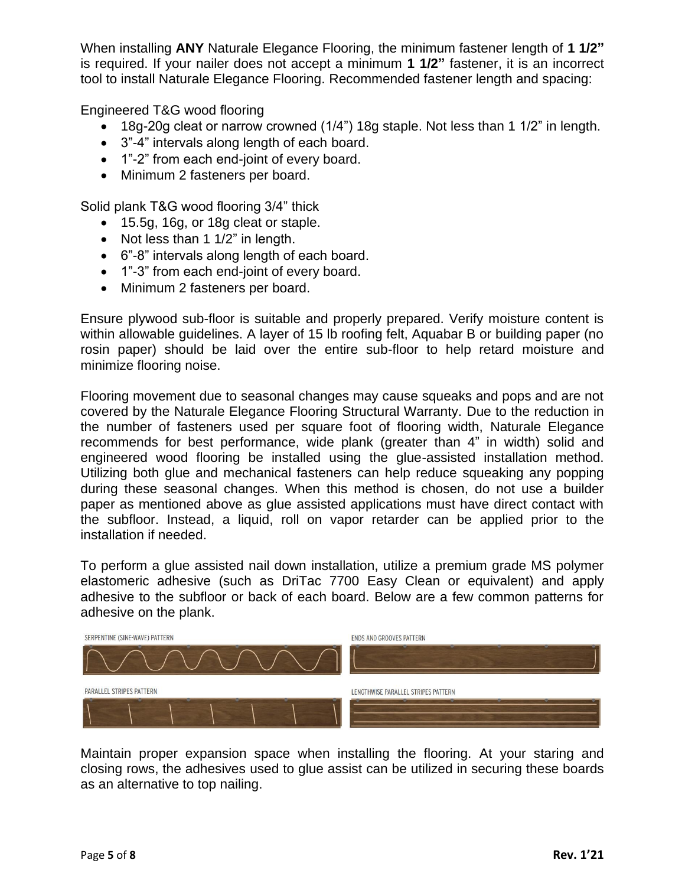When installing **ANY** Naturale Elegance Flooring, the minimum fastener length of **1 1/2"** is required. If your nailer does not accept a minimum **1 1/2"** fastener, it is an incorrect tool to install Naturale Elegance Flooring. Recommended fastener length and spacing:

Engineered T&G wood flooring

- 18g-20g cleat or narrow crowned (1/4") 18g staple. Not less than 1 1/2" in length.
- 3"-4" intervals along length of each board.
- 1"-2" from each end-joint of every board.
- Minimum 2 fasteners per board.

Solid plank T&G wood flooring 3/4" thick

- 15.5g, 16g, or 18g cleat or staple.
- Not less than 1 1/2" in length.
- 6"-8" intervals along length of each board.
- 1"-3" from each end-joint of every board.
- Minimum 2 fasteners per board.

Ensure plywood sub-floor is suitable and properly prepared. Verify moisture content is within allowable guidelines. A layer of 15 lb roofing felt, Aquabar B or building paper (no rosin paper) should be laid over the entire sub-floor to help retard moisture and minimize flooring noise.

Flooring movement due to seasonal changes may cause squeaks and pops and are not covered by the Naturale Elegance Flooring Structural Warranty. Due to the reduction in the number of fasteners used per square foot of flooring width, Naturale Elegance recommends for best performance, wide plank (greater than 4" in width) solid and engineered wood flooring be installed using the glue-assisted installation method. Utilizing both glue and mechanical fasteners can help reduce squeaking any popping during these seasonal changes. When this method is chosen, do not use a builder paper as mentioned above as glue assisted applications must have direct contact with the subfloor. Instead, a liquid, roll on vapor retarder can be applied prior to the installation if needed.

To perform a glue assisted nail down installation, utilize a premium grade MS polymer elastomeric adhesive (such as DriTac 7700 Easy Clean or equivalent) and apply adhesive to the subfloor or back of each board. Below are a few common patterns for adhesive on the plank.

SERPENTINE (SINE-WAVE) PATTERN

ENDS AND GROOVES PATTERN

PARALLEL STRIPES PATTERN

LENGTHWISE PARALLEL STRIPES PATTERN

Maintain proper expansion space when installing the flooring. At your staring and closing rows, the adhesives used to glue assist can be utilized in securing these boards as an alternative to top nailing.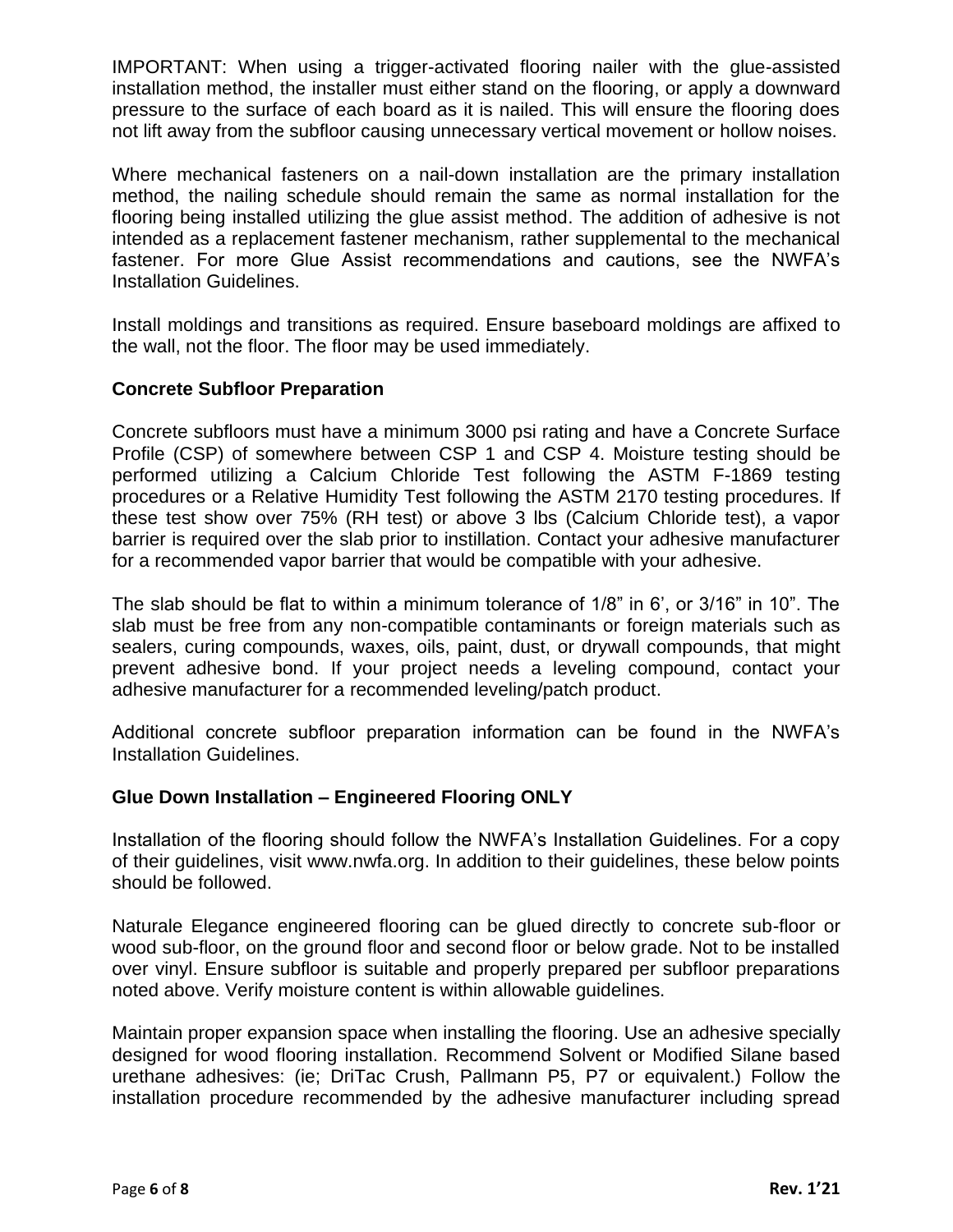IMPORTANT: When using a trigger-activated flooring nailer with the glue-assisted installation method, the installer must either stand on the flooring, or apply a downward pressure to the surface of each board as it is nailed. This will ensure the flooring does not lift away from the subfloor causing unnecessary vertical movement or hollow noises.

Where mechanical fasteners on a nail-down installation are the primary installation method, the nailing schedule should remain the same as normal installation for the flooring being installed utilizing the glue assist method. The addition of adhesive is not intended as a replacement fastener mechanism, rather supplemental to the mechanical fastener. For more Glue Assist recommendations and cautions, see the NWFA's Installation Guidelines.

Install moldings and transitions as required. Ensure baseboard moldings are affixed to the wall, not the floor. The floor may be used immediately.

### Concrete Subfloor Preparation

Concrete subfloors must have a minimum 3000 psi rating and have a Concrete Surface Profile (CSP) of somewhere between CSP 1 and CSP 4. Moisture testing should be performed utilizing a Calcium Chloride Test following the ASTM F-1869 testing procedures or a Relative Humidity Test following the ASTM 2170 testing procedures. If these test show over 75% (RH test) or above 3 lbs (Calcium Chloride test), a vapor barrier is required over the slab prior to instillation. Contact your adhesive manufacturer for a recommended vapor barrier that would be compatible with your adhesive.

The slab should be flat to within a minimum tolerance of 1/8" in 6', or 3/16" in 10". The slab must be free from any non-compatible contaminants or foreign materials such as sealers, curing compounds, waxes, oils, paint, dust, or drywall compounds, that might prevent adhesive bond. If your project needs a leveling compound, contact your adhesive manufacturer for a recommended leveling/patch product.

Additional concrete subfloor preparation information can be found in the NWFA's Installation Guidelines.

### Glue Down Installation – Engineered Flooring ONLY

Installation of the flooring should follow the NWFA's Installation Guidelines. For a copy of their guidelines, visit www.nwfa.org. In addition to their guidelines, these below points should be followed.

Naturale Elegance engineered flooring can be glued directly to concrete sub-floor or wood sub-floor, on the ground floor and second floor or below grade. Not to be installed over vinyl. Ensure subfloor is suitable and properly prepared per subfloor preparations noted above. Verify moisture content is within allowable guidelines.

Maintain proper expansion space when installing the flooring. Use an adhesive specially designed for wood flooring installation. Recommend Solvent or Modified Silane based urethane adhesives: (ie; DriTac Crush, Pallmann P5, P7 or equivalent.) Follow the installation procedure recommended by the adhesive manufacturer including spread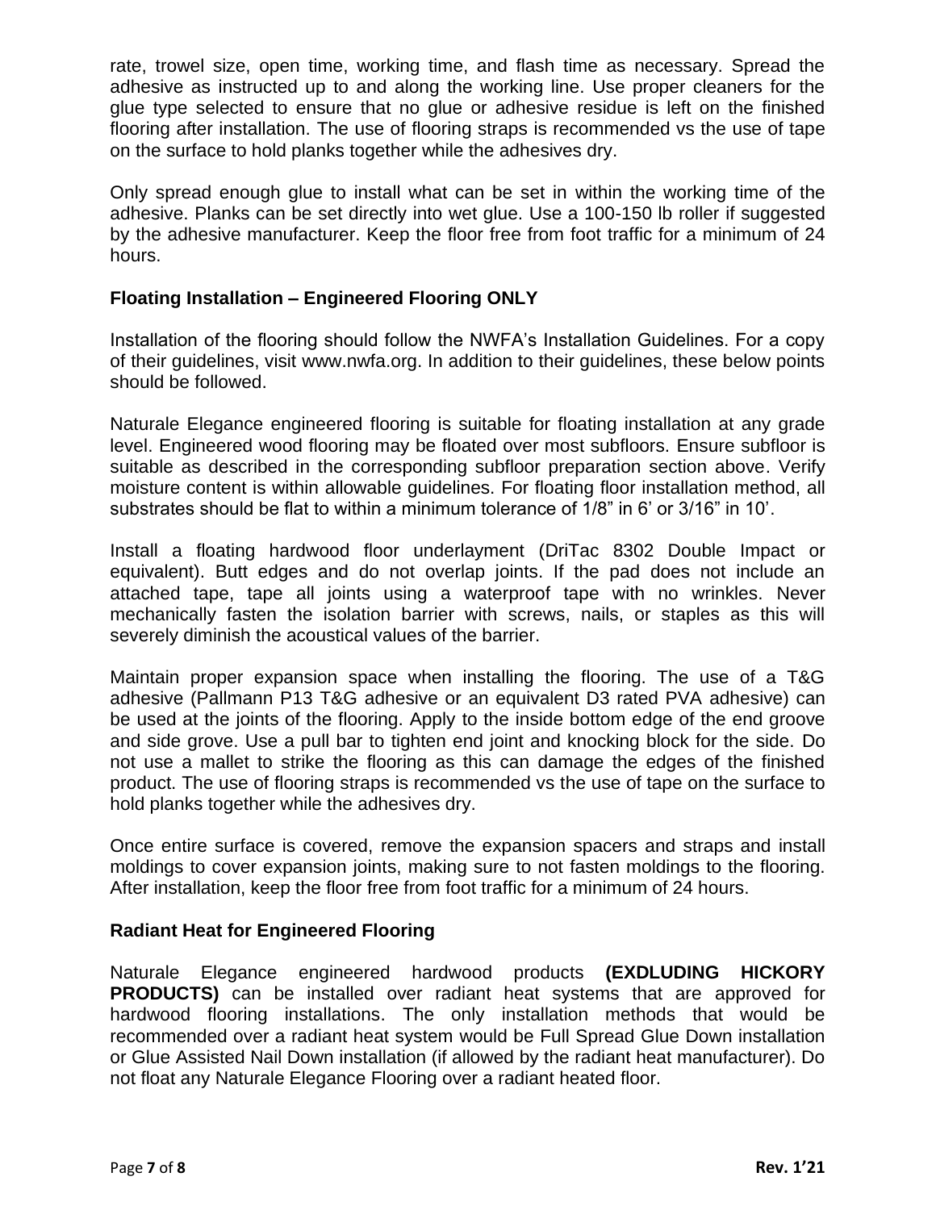rate, trowel size, open time, working time, and flash time as necessary. Spread the adhesive as instructed up to and along the working line. Use proper cleaners for the glue type selected to ensure that no glue or adhesive residue is left on the finished flooring after installation. The use of flooring straps is recommended vs the use of tape on the surface to hold planks together while the adhesives dry.

Only spread enough glue to install what can be set in within the working time of the adhesive. Planks can be set directly into wet glue. Use a 100-150 lb roller if suggested by the adhesive manufacturer. Keep the floor free from foot traffic for a minimum of 24 hours.

### Floating Installation – Engineered Flooring ONLY

Installation of the flooring should follow the NWFA's Installation Guidelines. For a copy of their guidelines, visit www.nwfa.org. In addition to their guidelines, these below points should be followed.

Naturale Elegance engineered flooring is suitable for floating installation at any grade level. Engineered wood flooring may be floated over most subfloors. Ensure subfloor is suitable as described in the corresponding subfloor preparation section above. Verify moisture content is within allowable guidelines. For floating floor installation method, all substrates should be flat to within a minimum tolerance of 1/8" in 6' or 3/16" in 10'.

Install a floating hardwood floor underlayment (DriTac 8302 Double Impact or equivalent). Butt edges and do not overlap joints. If the pad does not include an attached tape, tape all joints using a waterproof tape with no wrinkles. Never mechanically fasten the isolation barrier with screws, nails, or staples as this will severely diminish the acoustical values of the barrier.

Maintain proper expansion space when installing the flooring. The use of a T&G adhesive (Pallmann P13 T&G adhesive or an equivalent D3 rated PVA adhesive) can be used at the joints of the flooring. Apply to the inside bottom edge of the end groove and side grove. Use a pull bar to tighten end joint and knocking block for the side. Do not use a mallet to strike the flooring as this can damage the edges of the finished product. The use of flooring straps is recommended vs the use of tape on the surface to hold planks together while the adhesives dry.

Once entire surface is covered, remove the expansion spacers and straps and install moldings to cover expansion joints, making sure to not fasten moldings to the flooring. After installation, keep the floor free from foot traffic for a minimum of 24 hours.

### Radiant Heat for Engineered Flooring

Naturale Elegance engineered hardwood products **(EXDLUDING HICKORY PRODUCTS)** can be installed over radiant heat systems that are approved for hardwood flooring installations. The only installation methods that would be recommended over a radiant heat system would be Full Spread Glue Down installation or Glue Assisted Nail Down installation (if allowed by the radiant heat manufacturer). Do not float any Naturale Elegance Flooring over a radiant heated floor.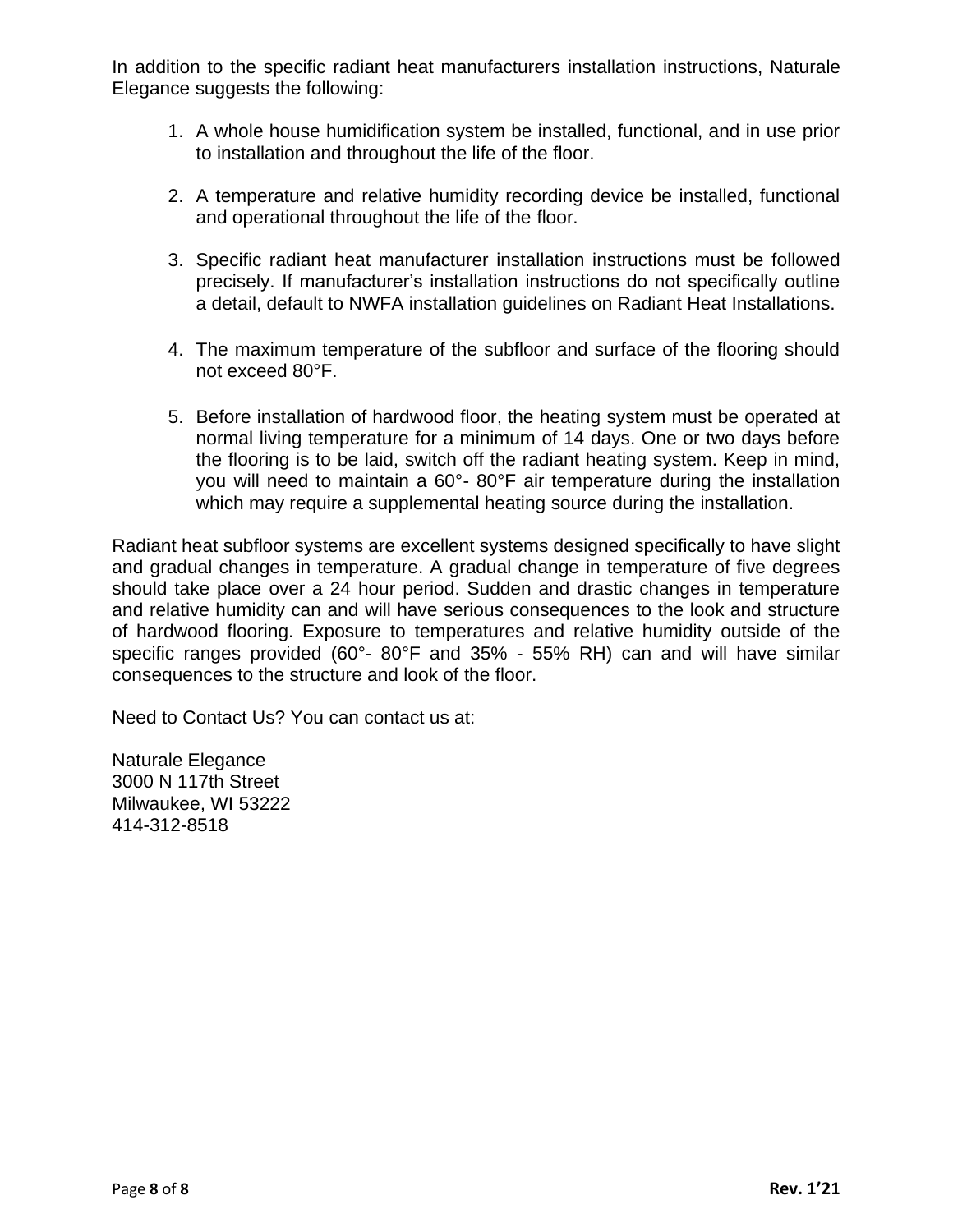In addition to the specific radiant heat manufacturers installation instructions, Naturale Elegance suggests the following:

1. A whole house humidification system be installed, functional, and in use prior to installation and throughout the life of the floor.

2. A temperature and relative humidity recording device be installed, functional and operational throughout the life of the floor.

3. Specific radiant heat manufacturer installation instructions must be followed precisely. If manufacturer's installation instructions do not specifically outline a detail, default to NWFA installation guidelines on Radiant Heat Installations.

4. The maximum temperature of the subfloor and surface of the flooring should not exceed 80°F.

5. Before installation of hardwood floor, the heating system must be operated at normal living temperature for a minimum of 14 days. One or two days before the flooring is to be laid, switch off the radiant heating system. Keep in mind, you will need to maintain a 60°- 80°F air temperature during the installation which may require a supplemental heating source during the installation.

Radiant heat subfloor systems are excellent systems designed specifically to have slight and gradual changes in temperature. A gradual change in temperature of five degrees should take place over a 24 hour period. Sudden and drastic changes in temperature and relative humidity can and will have serious consequences to the look and structure of hardwood flooring. Exposure to temperatures and relative humidity outside of the specific ranges provided (60°- 80°F and 35% - 55% RH) can and will have similar consequences to the structure and look of the floor.

Need to Contact Us? You can contact us at:

Naturale Elegance
3000 N 117th Street
Milwaukee, WI 53222
414-312-8518